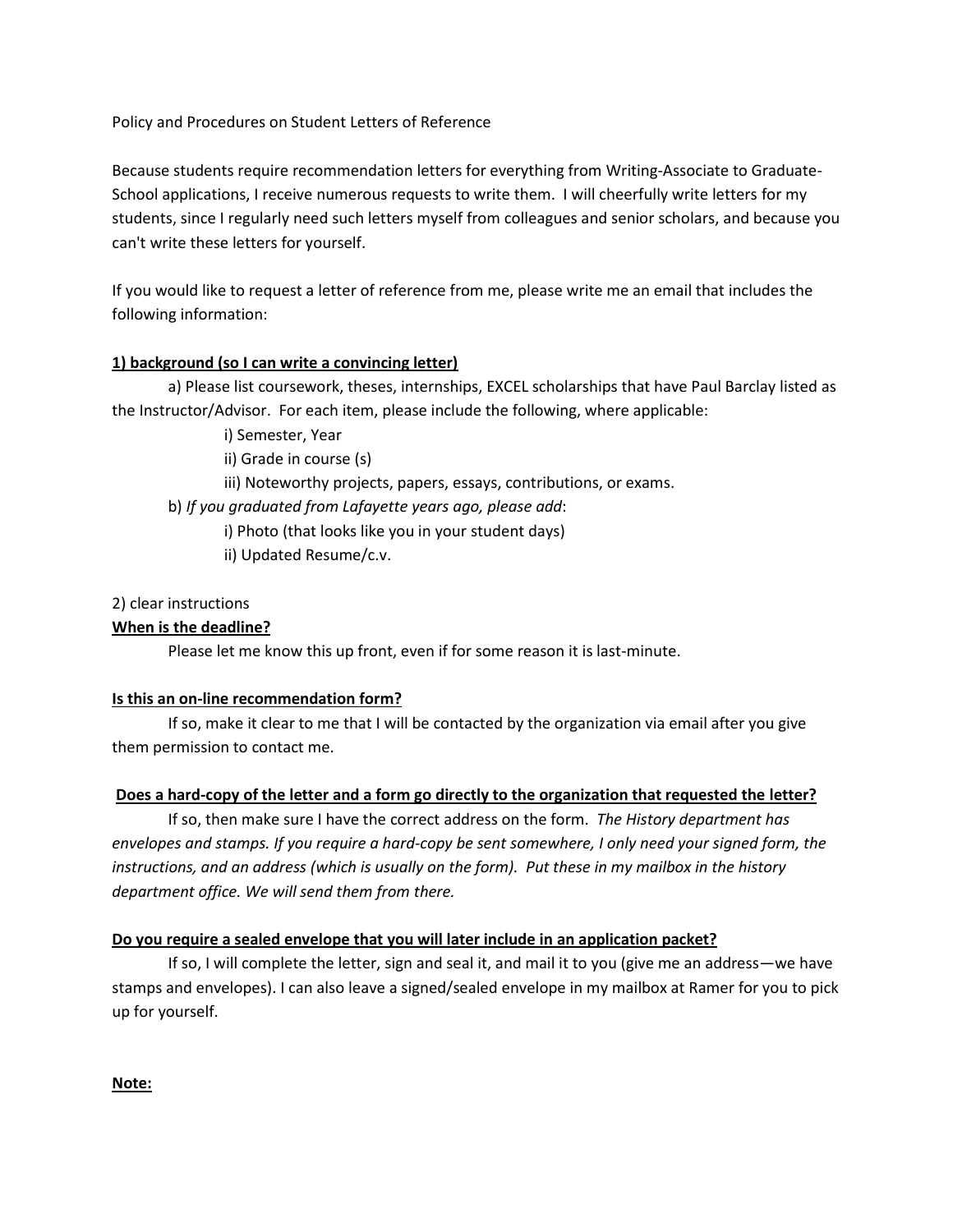Policy and Procedures on Student Letters of Reference

Because students require recommendation letters for everything from Writing-Associate to Graduate-School applications, I receive numerous requests to write them. I will cheerfully write letters for my students, since I regularly need such letters myself from colleagues and senior scholars, and because you can't write these letters for yourself.

If you would like to request a letter of reference from me, please write me an email that includes the following information:

**1) background (so I can write a convincing letter)**

a) Please list coursework, theses, internships, EXCEL scholarships that have Paul Barclay listed as the Instructor/Advisor. For each item, please include the following, where applicable:

- i) Semester, Year
- ii) Grade in course (s)
- iii) Noteworthy projects, papers, essays, contributions, or exams.

b) *If you graduated from Lafayette years ago, please add*:

- i) Photo (that looks like you in your student days)
- ii) Updated Resume/c.v.

2) clear instructions

**When is the deadline?**

Please let me know this up front, even if for some reason it is last-minute.

**Is this an on-line recommendation form?**

If so, make it clear to me that I will be contacted by the organization via email after you give them permission to contact me.

**Does a hard-copy of the letter and a form go directly to the organization that requested the letter?**

If so, then make sure I have the correct address on the form. *The History department has envelopes and stamps. If you require a hard-copy be sent somewhere, I only need your signed form, the instructions, and an address (which is usually on the form). Put these in my mailbox in the history department office. We will send them from there.*

**Do you require a sealed envelope that you will later include in an application packet?**

If so, I will complete the letter, sign and seal it, and mail it to you (give me an address—we have stamps and envelopes). I can also leave a signed/sealed envelope in my mailbox at Ramer for you to pick up for yourself.

**Note:**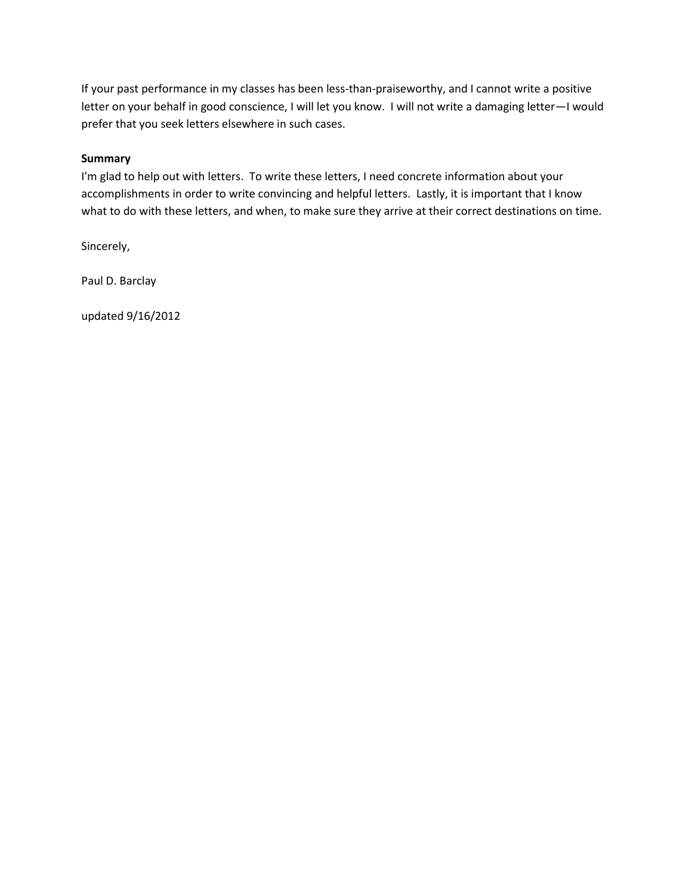If your past performance in my classes has been less-than-praiseworthy, and I cannot write a positive letter on your behalf in good conscience, I will let you know. I will not write a damaging letter—I would prefer that you seek letters elsewhere in such cases.

**Summary**

I'm glad to help out with letters. To write these letters, I need concrete information about your accomplishments in order to write convincing and helpful letters. Lastly, it is important that I know what to do with these letters, and when, to make sure they arrive at their correct destinations on time.

Sincerely,

Paul D. Barclay

updated 9/16/2012